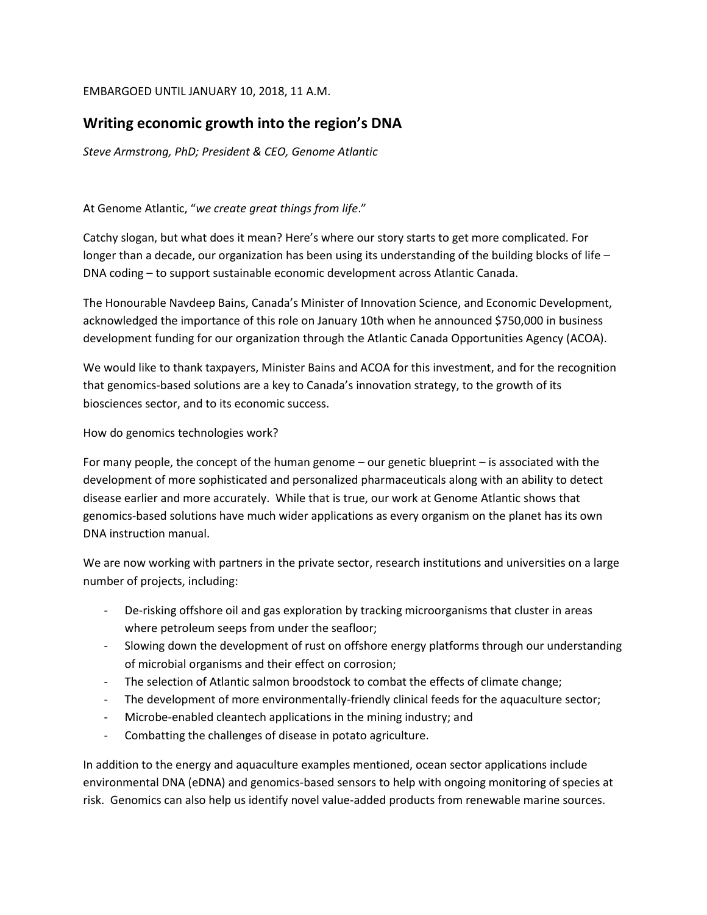EMBARGOED UNTIL JANUARY 10, 2018, 11 A.M.

## Writing economic growth into the region's DNA

*Steve Armstrong, PhD; President & CEO, Genome Atlantic*

At Genome Atlantic, "*we create great things from life*."

Catchy slogan, but what does it mean? Here's where our story starts to get more complicated. For longer than a decade, our organization has been using its understanding of the building blocks of life – DNA coding – to support sustainable economic development across Atlantic Canada.

The Honourable Navdeep Bains, Canada's Minister of Innovation Science, and Economic Development, acknowledged the importance of this role on January 10th when he announced $750,000 in business development funding for our organization through the Atlantic Canada Opportunities Agency (ACOA).

We would like to thank taxpayers, Minister Bains and ACOA for this investment, and for the recognition that genomics-based solutions are a key to Canada's innovation strategy, to the growth of its biosciences sector, and to its economic success.

How do genomics technologies work?

For many people, the concept of the human genome – our genetic blueprint – is associated with the development of more sophisticated and personalized pharmaceuticals along with an ability to detect disease earlier and more accurately. While that is true, our work at Genome Atlantic shows that genomics-based solutions have much wider applications as every organism on the planet has its own DNA instruction manual.

We are now working with partners in the private sector, research institutions and universities on a large number of projects, including:

- De-risking offshore oil and gas exploration by tracking microorganisms that cluster in areas where petroleum seeps from under the seafloor;
- Slowing down the development of rust on offshore energy platforms through our understanding of microbial organisms and their effect on corrosion;
- The selection of Atlantic salmon broodstock to combat the effects of climate change;
- The development of more environmentally-friendly clinical feeds for the aquaculture sector;
- Microbe-enabled cleantech applications in the mining industry; and
- Combatting the challenges of disease in potato agriculture.

In addition to the energy and aquaculture examples mentioned, ocean sector applications include environmental DNA (eDNA) and genomics-based sensors to help with ongoing monitoring of species at risk. Genomics can also help us identify novel value-added products from renewable marine sources.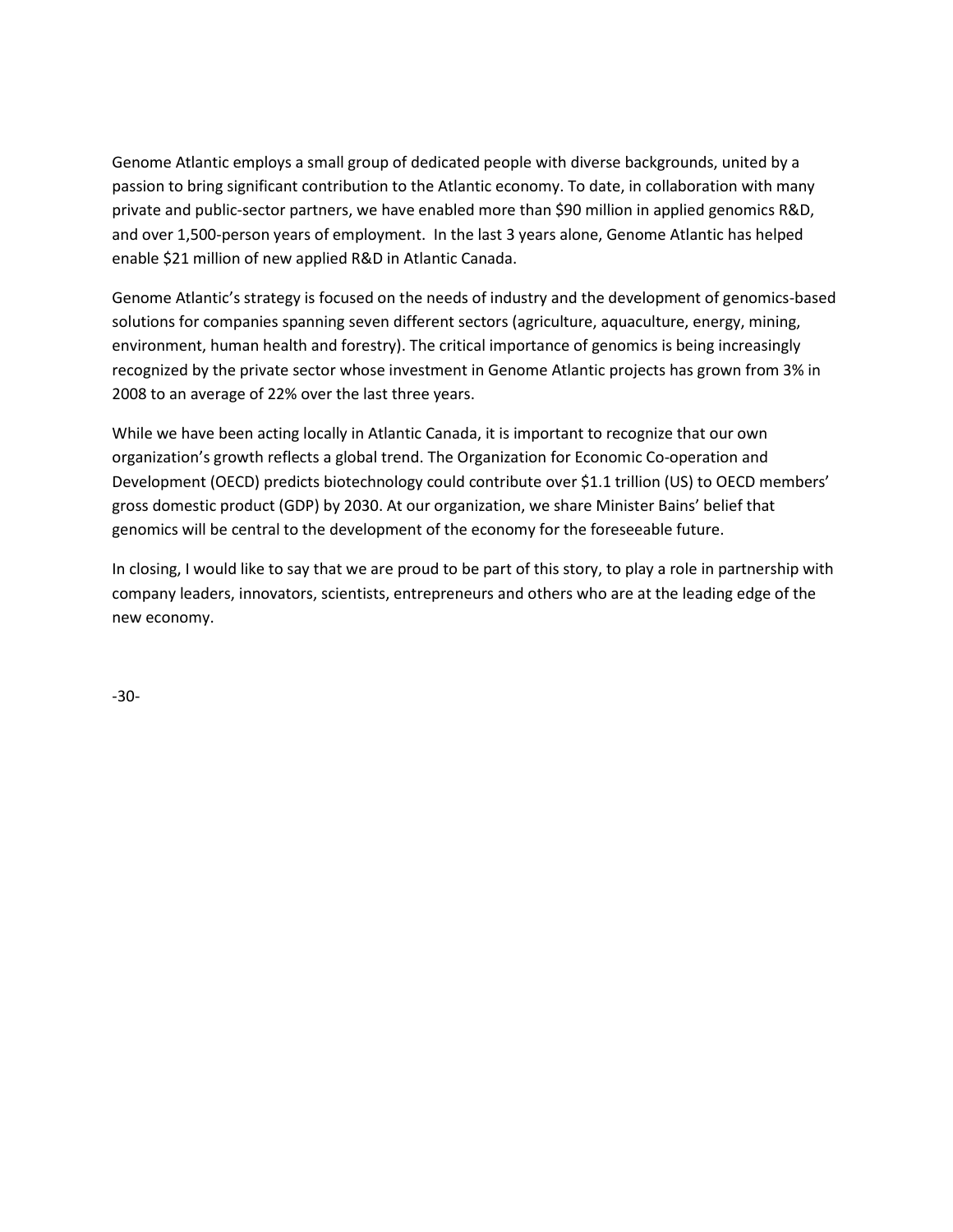Genome Atlantic employs a small group of dedicated people with diverse backgrounds, united by a passion to bring significant contribution to the Atlantic economy. To date, in collaboration with many private and public-sector partners, we have enabled more than $90 million in applied genomics R&D, and over 1,500-person years of employment.  In the last 3 years alone, Genome Atlantic has helped enable $21 million of new applied R&D in Atlantic Canada.

Genome Atlantic's strategy is focused on the needs of industry and the development of genomics-based solutions for companies spanning seven different sectors (agriculture, aquaculture, energy, mining, environment, human health and forestry). The critical importance of genomics is being increasingly recognized by the private sector whose investment in Genome Atlantic projects has grown from 3% in 2008 to an average of 22% over the last three years.

While we have been acting locally in Atlantic Canada, it is important to recognize that our own organization's growth reflects a global trend. The Organization for Economic Co-operation and Development (OECD) predicts biotechnology could contribute over $1.1 trillion (US) to OECD members' gross domestic product (GDP) by 2030. At our organization, we share Minister Bains' belief that genomics will be central to the development of the economy for the foreseeable future.

In closing, I would like to say that we are proud to be part of this story, to play a role in partnership with company leaders, innovators, scientists, entrepreneurs and others who are at the leading edge of the new economy.

-30-